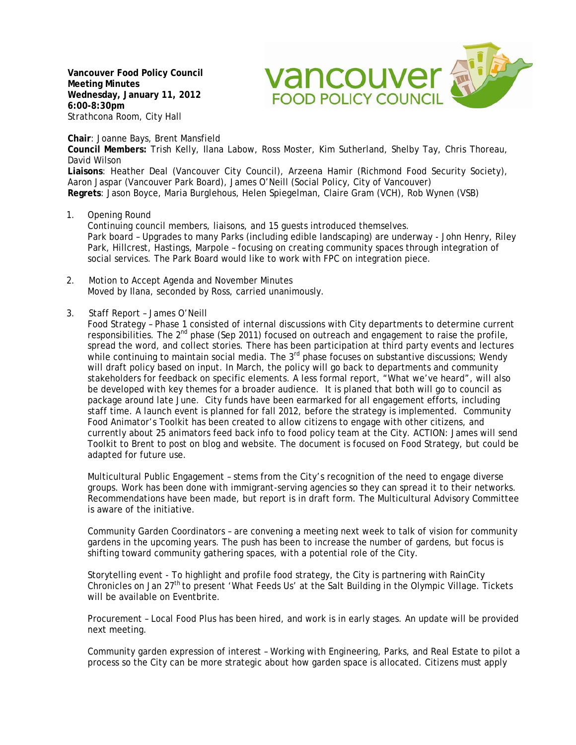**Vancouver Food Policy Council**
**Meeting Minutes**
**Wednesday, January 11, 2012**
**6:00-8:30pm**
Strathcona Room, City Hall

**Chair**: Joanne Bays, Brent Mansfield
**Council Members:** Trish Kelly, Ilana Labow, Ross Moster, Kim Sutherland, Shelby Tay, Chris Thoreau, David Wilson
**Liaisons**: Heather Deal (Vancouver City Council), Arzeena Hamir (Richmond Food Security Society), Aaron Jaspar (Vancouver Park Board), James O'Neill (Social Policy, City of Vancouver)
**Regrets**: Jason Boyce, Maria Burglehous, Helen Spiegelman, Claire Gram (VCH), Rob Wynen (VSB)

1. Opening Round
   Continuing council members, liaisons, and 15 guests introduced themselves.
   Park board – Upgrades to many Parks (including edible landscaping) are underway - John Henry, Riley Park, Hillcrest, Hastings, Marpole – focusing on creating community spaces through integration of social services. The Park Board would like to work with FPC on integration piece.

2. Motion to Accept Agenda and November Minutes
   Moved by Ilana, seconded by Ross, carried unanimously.

3. Staff Report – James O'Neill
   Food Strategy – Phase 1 consisted of internal discussions with City departments to determine current responsibilities. The 2nd phase (Sep 2011) focused on outreach and engagement to raise the profile, spread the word, and collect stories. There has been participation at third party events and lectures while continuing to maintain social media. The 3rd phase focuses on substantive discussions; Wendy will draft policy based on input. In March, the policy will go back to departments and community stakeholders for feedback on specific elements. A less formal report, "What we've heard", will also be developed with key themes for a broader audience. It is planed that both will go to council as package around late June. City funds have been earmarked for all engagement efforts, including staff time. A launch event is planned for fall 2012, before the strategy is implemented. Community Food Animator's Toolkit has been created to allow citizens to engage with other citizens, and currently about 25 animators feed back info to food policy team at the City. ACTION: James will send Toolkit to Brent to post on blog and website. The document is focused on Food Strategy, but could be adapted for future use.

   Multicultural Public Engagement – stems from the City's recognition of the need to engage diverse groups. Work has been done with immigrant-serving agencies so they can spread it to their networks. Recommendations have been made, but report is in draft form. The Multicultural Advisory Committee is aware of the initiative.

   Community Garden Coordinators – are convening a meeting next week to talk of vision for community gardens in the upcoming years. The push has been to increase the number of gardens, but focus is shifting toward community gathering spaces, with a potential role of the City.

   Storytelling event - To highlight and profile food strategy, the City is partnering with RainCity Chronicles on Jan 27th to present 'What Feeds Us' at the Salt Building in the Olympic Village. Tickets will be available on Eventbrite.

   Procurement – Local Food Plus has been hired, and work is in early stages. An update will be provided next meeting.

   Community garden expression of interest – Working with Engineering, Parks, and Real Estate to pilot a process so the City can be more strategic about how garden space is allocated. Citizens must apply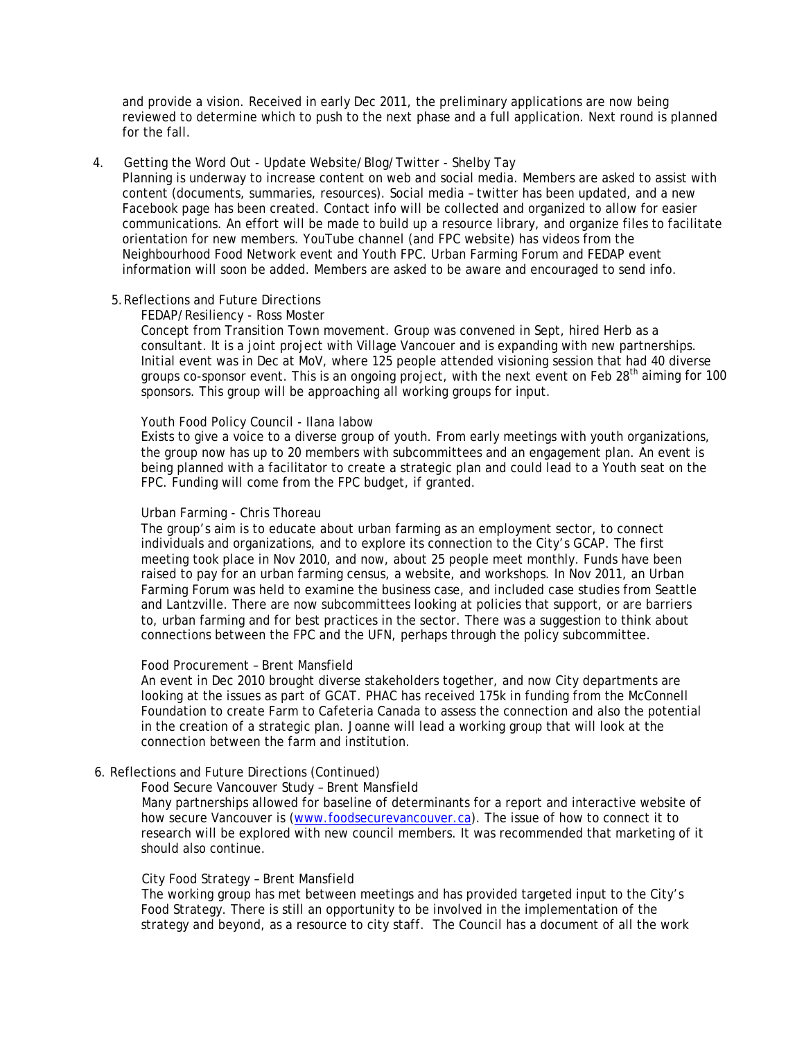and provide a vision. Received in early Dec 2011, the preliminary applications are now being reviewed to determine which to push to the next phase and a full application. Next round is planned for the fall.

4. Getting the Word Out - Update Website/Blog/Twitter - Shelby Tay

   Planning is underway to increase content on web and social media. Members are asked to assist with content (documents, summaries, resources). Social media – twitter has been updated, and a new Facebook page has been created. Contact info will be collected and organized to allow for easier communications. An effort will be made to build up a resource library, and organize files to facilitate orientation for new members. YouTube channel (and FPC website) has videos from the Neighbourhood Food Network event and Youth FPC. Urban Farming Forum and FEDAP event information will soon be added. Members are asked to be aware and encouraged to send info.

5. Reflections and Future Directions

   FEDAP/Resiliency - Ross Moster

   Concept from Transition Town movement. Group was convened in Sept, hired Herb as a consultant. It is a joint project with Village Vancouer and is expanding with new partnerships. Initial event was in Dec at MoV, where 125 people attended visioning session that had 40 diverse groups co-sponsor event. This is an ongoing project, with the next event on Feb 28th aiming for 100 sponsors. This group will be approaching all working groups for input.

   Youth Food Policy Council - Ilana labow

   Exists to give a voice to a diverse group of youth. From early meetings with youth organizations, the group now has up to 20 members with subcommittees and an engagement plan. An event is being planned with a facilitator to create a strategic plan and could lead to a Youth seat on the FPC. Funding will come from the FPC budget, if granted.

   Urban Farming - Chris Thoreau

   The group's aim is to educate about urban farming as an employment sector, to connect individuals and organizations, and to explore its connection to the City's GCAP. The first meeting took place in Nov 2010, and now, about 25 people meet monthly. Funds have been raised to pay for an urban farming census, a website, and workshops. In Nov 2011, an Urban Farming Forum was held to examine the business case, and included case studies from Seattle and Lantzville. There are now subcommittees looking at policies that support, or are barriers to, urban farming and for best practices in the sector. There was a suggestion to think about connections between the FPC and the UFN, perhaps through the policy subcommittee.

   Food Procurement – Brent Mansfield

   An event in Dec 2010 brought diverse stakeholders together, and now City departments are looking at the issues as part of GCAT. PHAC has received 175k in funding from the McConnell Foundation to create Farm to Cafeteria Canada to assess the connection and also the potential in the creation of a strategic plan. Joanne will lead a working group that will look at the connection between the farm and institution.

6. Reflections and Future Directions (Continued)

   Food Secure Vancouver Study – Brent Mansfield

   Many partnerships allowed for baseline of determinants for a report and interactive website of how secure Vancouver is (www.foodsecurevancouver.ca). The issue of how to connect it to research will be explored with new council members. It was recommended that marketing of it should also continue.

   City Food Strategy – Brent Mansfield

   The working group has met between meetings and has provided targeted input to the City's Food Strategy. There is still an opportunity to be involved in the implementation of the strategy and beyond, as a resource to city staff. The Council has a document of all the work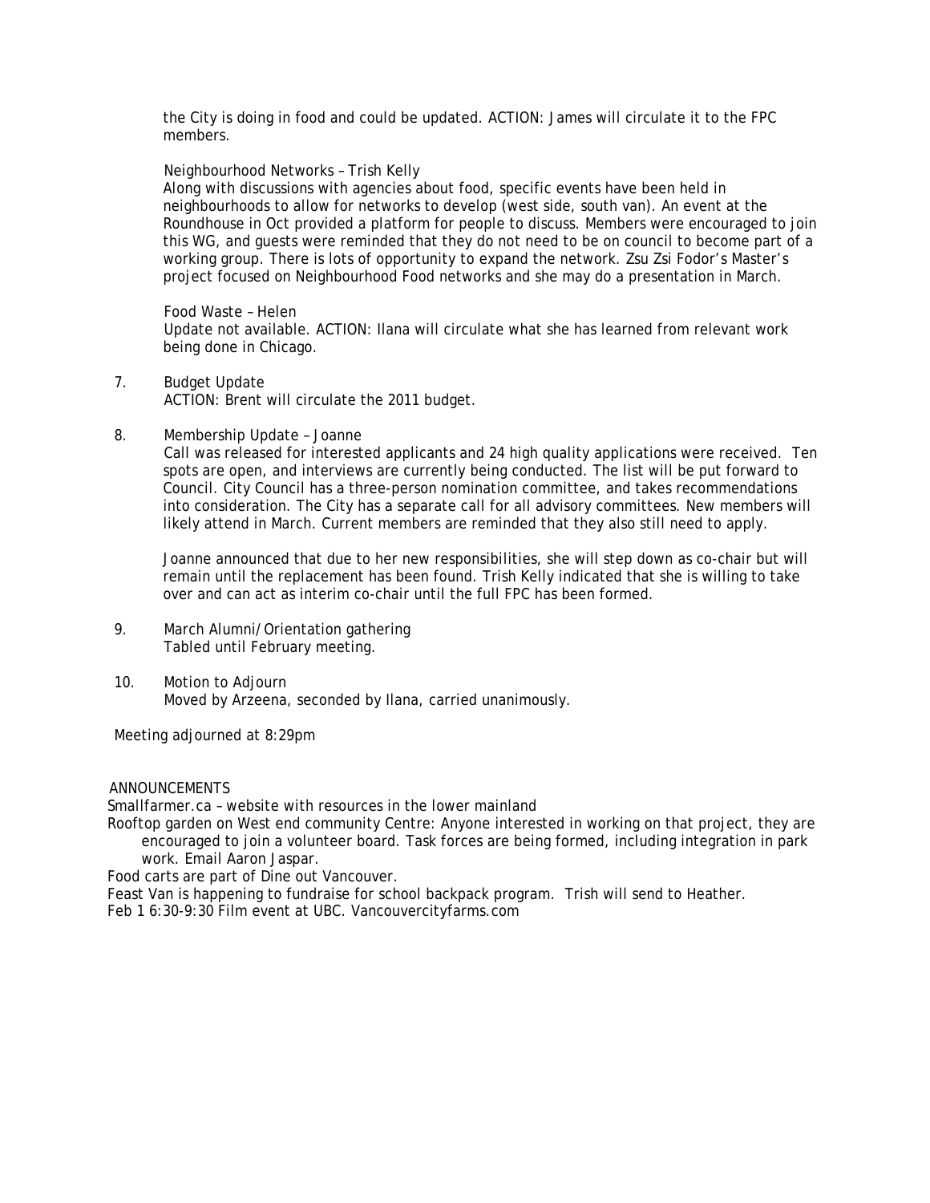the City is doing in food and could be updated. ACTION: James will circulate it to the FPC members.

Neighbourhood Networks – Trish Kelly
Along with discussions with agencies about food, specific events have been held in neighbourhoods to allow for networks to develop (west side, south van). An event at the Roundhouse in Oct provided a platform for people to discuss. Members were encouraged to join this WG, and guests were reminded that they do not need to be on council to become part of a working group. There is lots of opportunity to expand the network. Zsu Zsi Fodor's Master's project focused on Neighbourhood Food networks and she may do a presentation in March.

Food Waste – Helen
Update not available. ACTION: Ilana will circulate what she has learned from relevant work being done in Chicago.

7. Budget Update
   ACTION: Brent will circulate the 2011 budget.

8. Membership Update – Joanne
   Call was released for interested applicants and 24 high quality applications were received. Ten spots are open, and interviews are currently being conducted. The list will be put forward to Council. City Council has a three-person nomination committee, and takes recommendations into consideration. The City has a separate call for all advisory committees. New members will likely attend in March. Current members are reminded that they also still need to apply.

   Joanne announced that due to her new responsibilities, she will step down as co-chair but will remain until the replacement has been found. Trish Kelly indicated that she is willing to take over and can act as interim co-chair until the full FPC has been formed.

9. March Alumni/Orientation gathering
   Tabled until February meeting.

10. Motion to Adjourn
    Moved by Arzeena, seconded by Ilana, carried unanimously.

Meeting adjourned at 8:29pm

ANNOUNCEMENTS
Smallfarmer.ca – website with resources in the lower mainland
Rooftop garden on West end community Centre: Anyone interested in working on that project, they are encouraged to join a volunteer board. Task forces are being formed, including integration in park work. Email Aaron Jaspar.
Food carts are part of Dine out Vancouver.
Feast Van is happening to fundraise for school backpack program. Trish will send to Heather.
Feb 1 6:30-9:30 Film event at UBC. Vancouvercityfarms.com